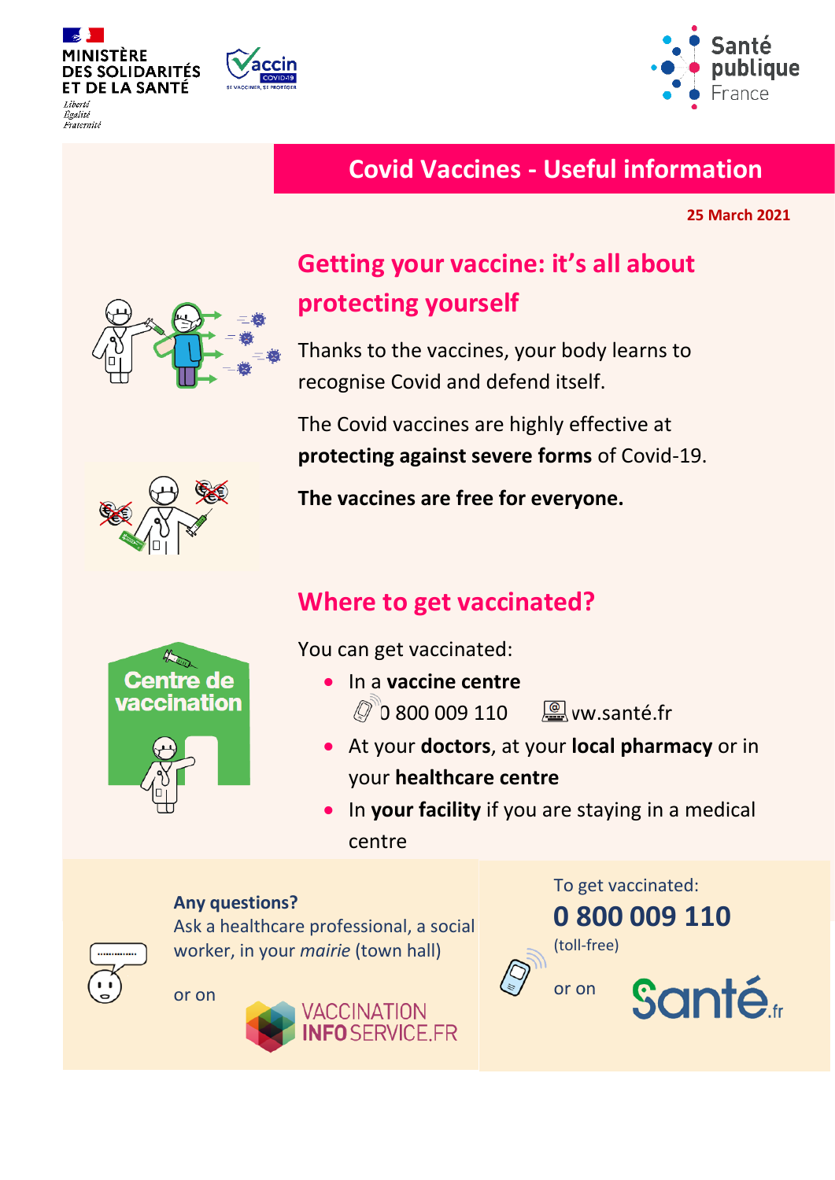MINISTÈRE DES SOLIDARITÉS ET DE LA SANTÉ

# Covid Vaccines - Useful information

**25 March 2021**

## Getting your vaccine: it's all about protecting yourself

Thanks to the vaccines, your body learns to recognise Covid and defend itself.

The Covid vaccines are highly effective at **protecting against severe forms** of Covid-19.

**The vaccines are free for everyone.**

## Where to get vaccinated?

Centre de vaccination

You can get vaccinated:

- In a **vaccine centre**
  0 800 009 110 vw.santé.fr
- At your **doctors**, at your **local pharmacy** or in your **healthcare centre**
- In **your facility** if you are staying in a medical centre

**Any questions?**
Ask a healthcare professional, a social worker, in your *mairie* (town hall)

or on VACCINATION INFO SERVICE.FR

To get vaccinated:

**0 800 009 110**
(toll-free)

or on Santé.fr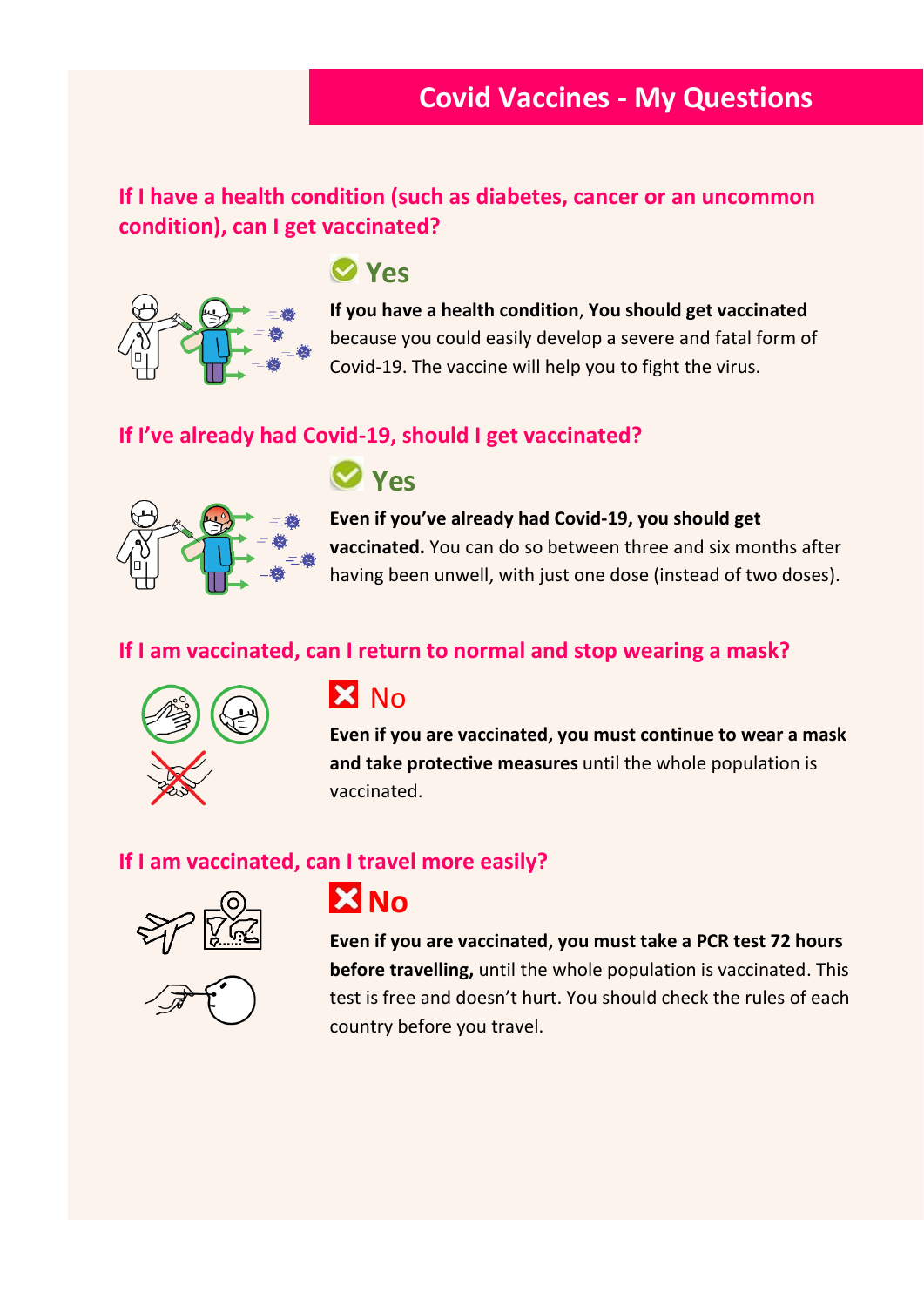# Covid Vaccines - My Questions

## If I have a health condition (such as diabetes, cancer or an uncommon condition), can I get vaccinated?

**Yes**

**If you have a health condition**, **You should get vaccinated** because you could easily develop a severe and fatal form of Covid-19. The vaccine will help you to fight the virus.

## If I've already had Covid-19, should I get vaccinated?

**Yes**

**Even if you've already had Covid-19, you should get vaccinated.** You can do so between three and six months after having been unwell, with just one dose (instead of two doses).

## If I am vaccinated, can I return to normal and stop wearing a mask?

**No**

**Even if you are vaccinated, you must continue to wear a mask and take protective measures** until the whole population is vaccinated.

## If I am vaccinated, can I travel more easily?

**No**

**Even if you are vaccinated, you must take a PCR test 72 hours before travelling,** until the whole population is vaccinated. This test is free and doesn't hurt. You should check the rules of each country before you travel.